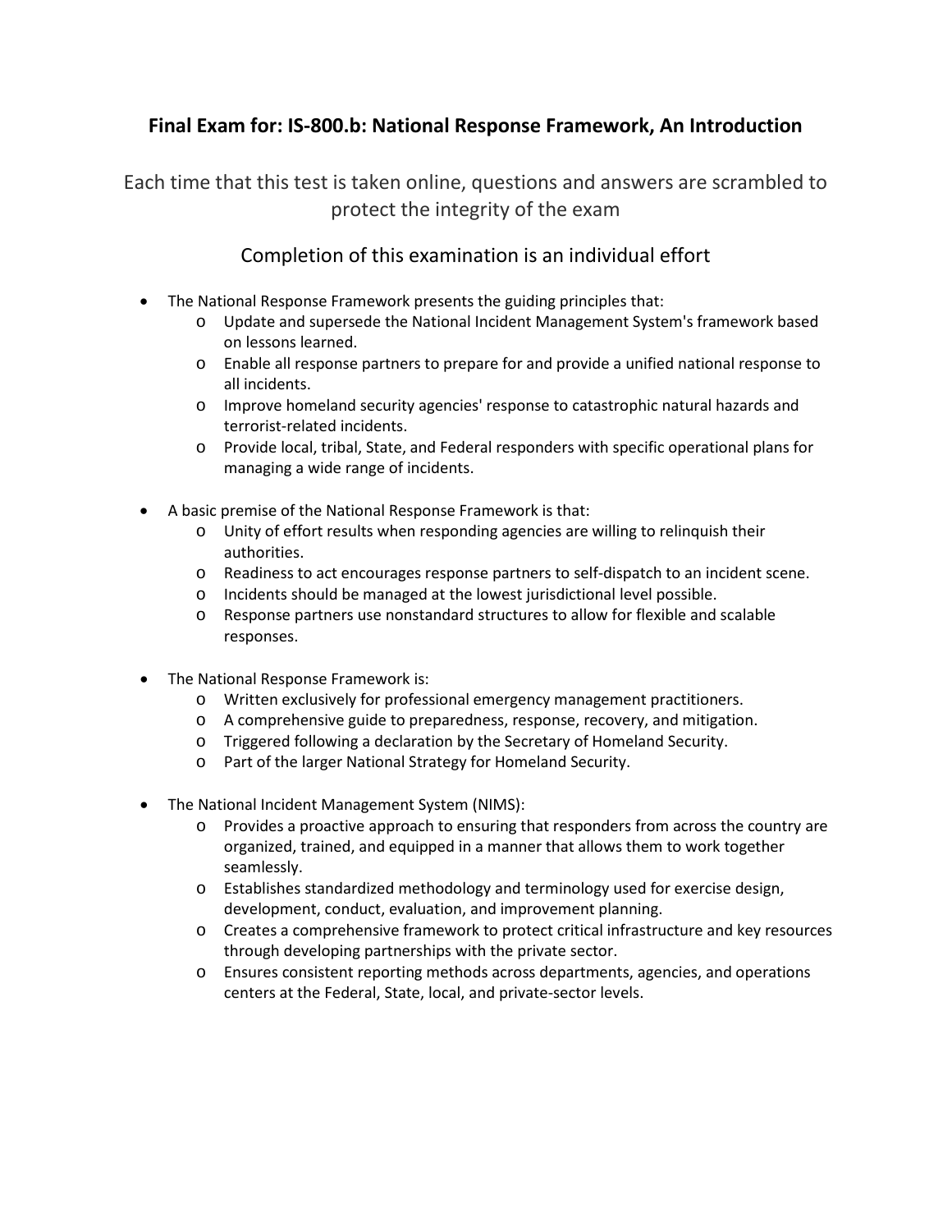**Final Exam for: IS-800.b: National Response Framework, An Introduction**

Each time that this test is taken online, questions and answers are scrambled to protect the integrity of the exam

Completion of this examination is an individual effort

- The National Response Framework presents the guiding principles that:
  - Update and supersede the National Incident Management System's framework based on lessons learned.
  - Enable all response partners to prepare for and provide a unified national response to all incidents.
  - Improve homeland security agencies' response to catastrophic natural hazards and terrorist-related incidents.
  - Provide local, tribal, State, and Federal responders with specific operational plans for managing a wide range of incidents.

- A basic premise of the National Response Framework is that:
  - Unity of effort results when responding agencies are willing to relinquish their authorities.
  - Readiness to act encourages response partners to self-dispatch to an incident scene.
  - Incidents should be managed at the lowest jurisdictional level possible.
  - Response partners use nonstandard structures to allow for flexible and scalable responses.

- The National Response Framework is:
  - Written exclusively for professional emergency management practitioners.
  - A comprehensive guide to preparedness, response, recovery, and mitigation.
  - Triggered following a declaration by the Secretary of Homeland Security.
  - Part of the larger National Strategy for Homeland Security.

- The National Incident Management System (NIMS):
  - Provides a proactive approach to ensuring that responders from across the country are organized, trained, and equipped in a manner that allows them to work together seamlessly.
  - Establishes standardized methodology and terminology used for exercise design, development, conduct, evaluation, and improvement planning.
  - Creates a comprehensive framework to protect critical infrastructure and key resources through developing partnerships with the private sector.
  - Ensures consistent reporting methods across departments, agencies, and operations centers at the Federal, State, local, and private-sector levels.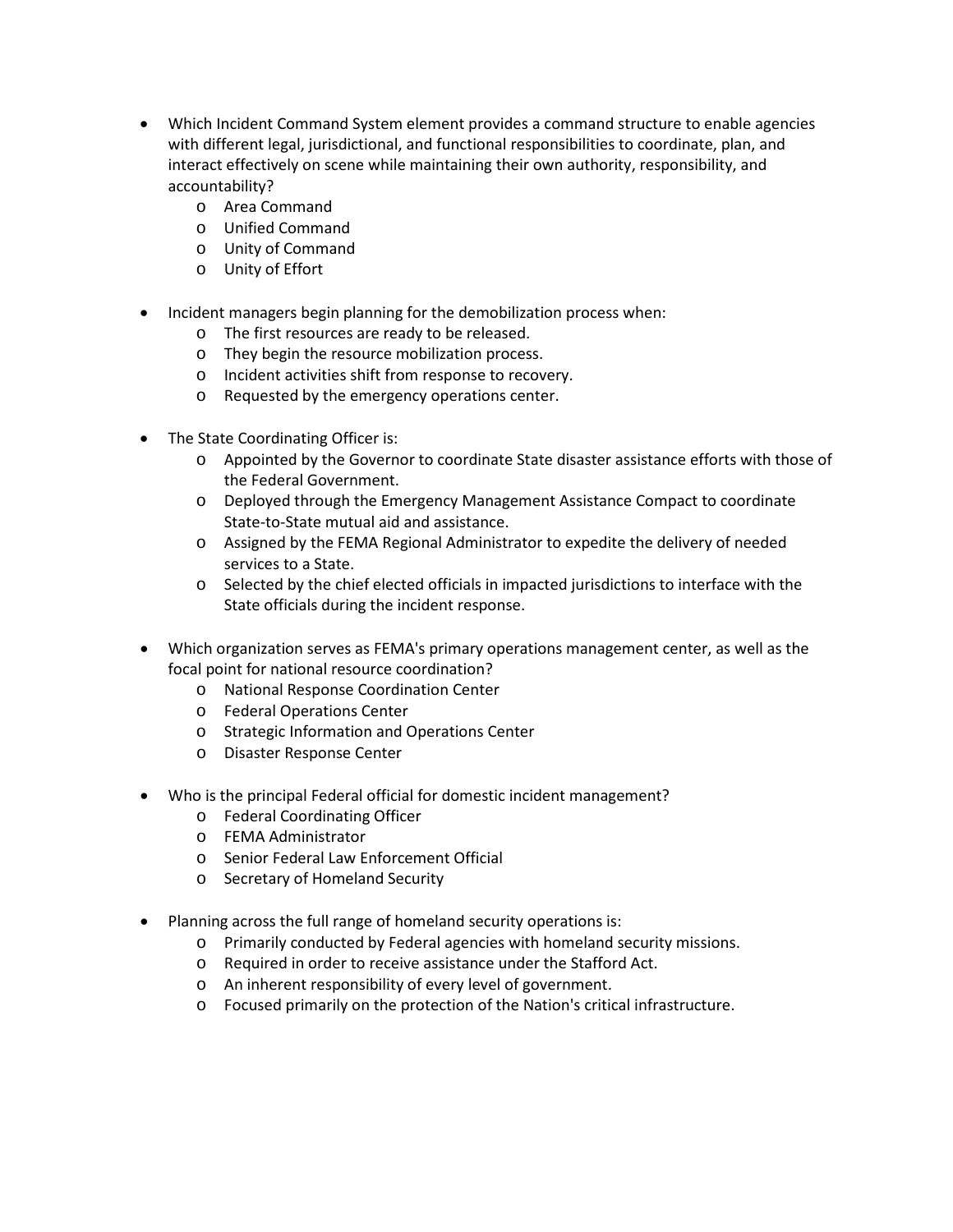- Which Incident Command System element provides a command structure to enable agencies with different legal, jurisdictional, and functional responsibilities to coordinate, plan, and interact effectively on scene while maintaining their own authority, responsibility, and accountability?
  - Area Command
  - Unified Command
  - Unity of Command
  - Unity of Effort

- Incident managers begin planning for the demobilization process when:
  - The first resources are ready to be released.
  - They begin the resource mobilization process.
  - Incident activities shift from response to recovery.
  - Requested by the emergency operations center.

- The State Coordinating Officer is:
  - Appointed by the Governor to coordinate State disaster assistance efforts with those of the Federal Government.
  - Deployed through the Emergency Management Assistance Compact to coordinate State-to-State mutual aid and assistance.
  - Assigned by the FEMA Regional Administrator to expedite the delivery of needed services to a State.
  - Selected by the chief elected officials in impacted jurisdictions to interface with the State officials during the incident response.

- Which organization serves as FEMA's primary operations management center, as well as the focal point for national resource coordination?
  - National Response Coordination Center
  - Federal Operations Center
  - Strategic Information and Operations Center
  - Disaster Response Center

- Who is the principal Federal official for domestic incident management?
  - Federal Coordinating Officer
  - FEMA Administrator
  - Senior Federal Law Enforcement Official
  - Secretary of Homeland Security

- Planning across the full range of homeland security operations is:
  - Primarily conducted by Federal agencies with homeland security missions.
  - Required in order to receive assistance under the Stafford Act.
  - An inherent responsibility of every level of government.
  - Focused primarily on the protection of the Nation's critical infrastructure.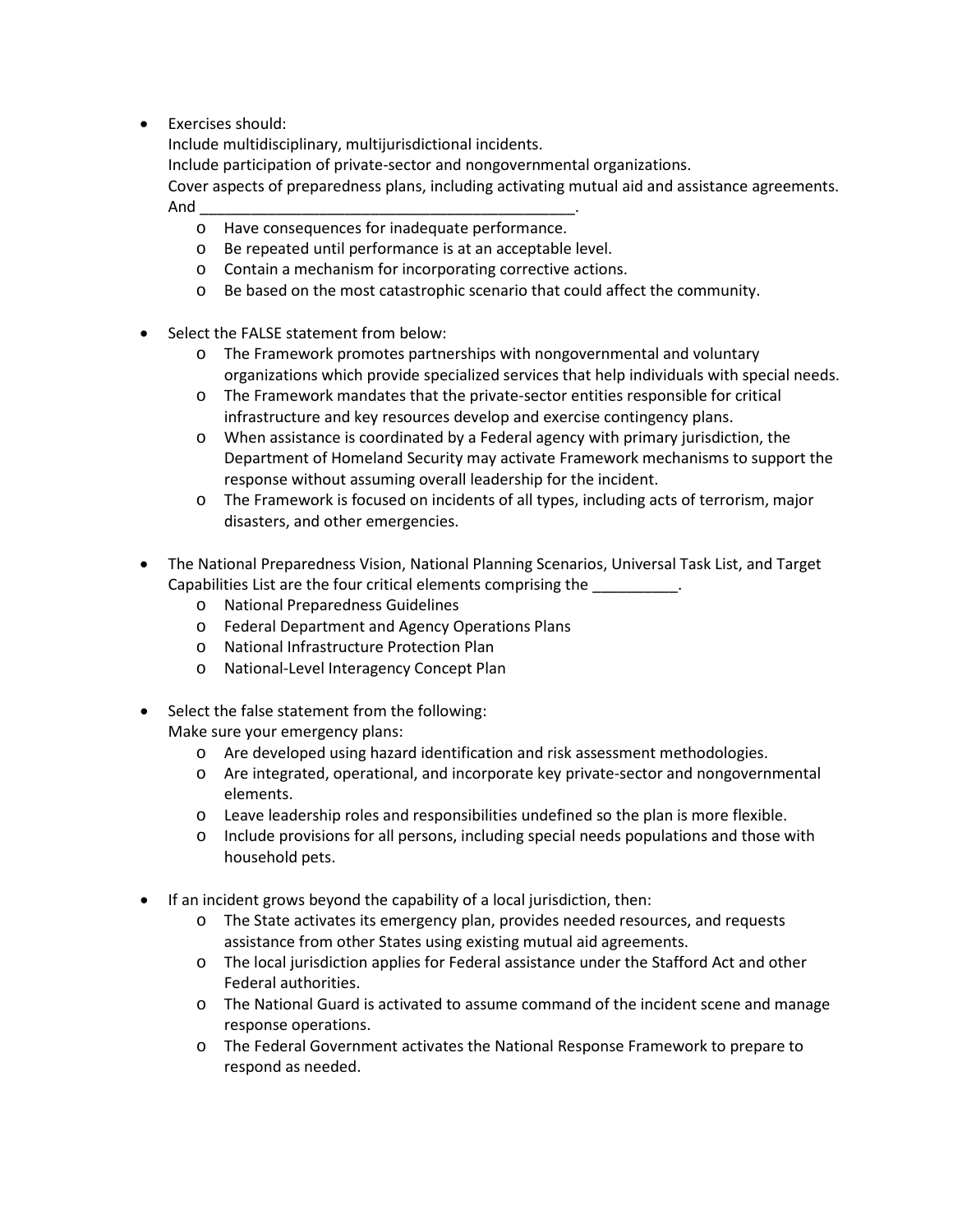- Exercises should:
  Include multidisciplinary, multijurisdictional incidents.
  Include participation of private-sector and nongovernmental organizations.
  Cover aspects of preparedness plans, including activating mutual aid and assistance agreements.
  And ____________________________________________.
  - Have consequences for inadequate performance.
  - Be repeated until performance is at an acceptable level.
  - Contain a mechanism for incorporating corrective actions.
  - Be based on the most catastrophic scenario that could affect the community.

- Select the FALSE statement from below:
  - The Framework promotes partnerships with nongovernmental and voluntary organizations which provide specialized services that help individuals with special needs.
  - The Framework mandates that the private-sector entities responsible for critical infrastructure and key resources develop and exercise contingency plans.
  - When assistance is coordinated by a Federal agency with primary jurisdiction, the Department of Homeland Security may activate Framework mechanisms to support the response without assuming overall leadership for the incident.
  - The Framework is focused on incidents of all types, including acts of terrorism, major disasters, and other emergencies.

- The National Preparedness Vision, National Planning Scenarios, Universal Task List, and Target Capabilities List are the four critical elements comprising the __________.
  - National Preparedness Guidelines
  - Federal Department and Agency Operations Plans
  - National Infrastructure Protection Plan
  - National-Level Interagency Concept Plan

- Select the false statement from the following:
  Make sure your emergency plans:
  - Are developed using hazard identification and risk assessment methodologies.
  - Are integrated, operational, and incorporate key private-sector and nongovernmental elements.
  - Leave leadership roles and responsibilities undefined so the plan is more flexible.
  - Include provisions for all persons, including special needs populations and those with household pets.

- If an incident grows beyond the capability of a local jurisdiction, then:
  - The State activates its emergency plan, provides needed resources, and requests assistance from other States using existing mutual aid agreements.
  - The local jurisdiction applies for Federal assistance under the Stafford Act and other Federal authorities.
  - The National Guard is activated to assume command of the incident scene and manage response operations.
  - The Federal Government activates the National Response Framework to prepare to respond as needed.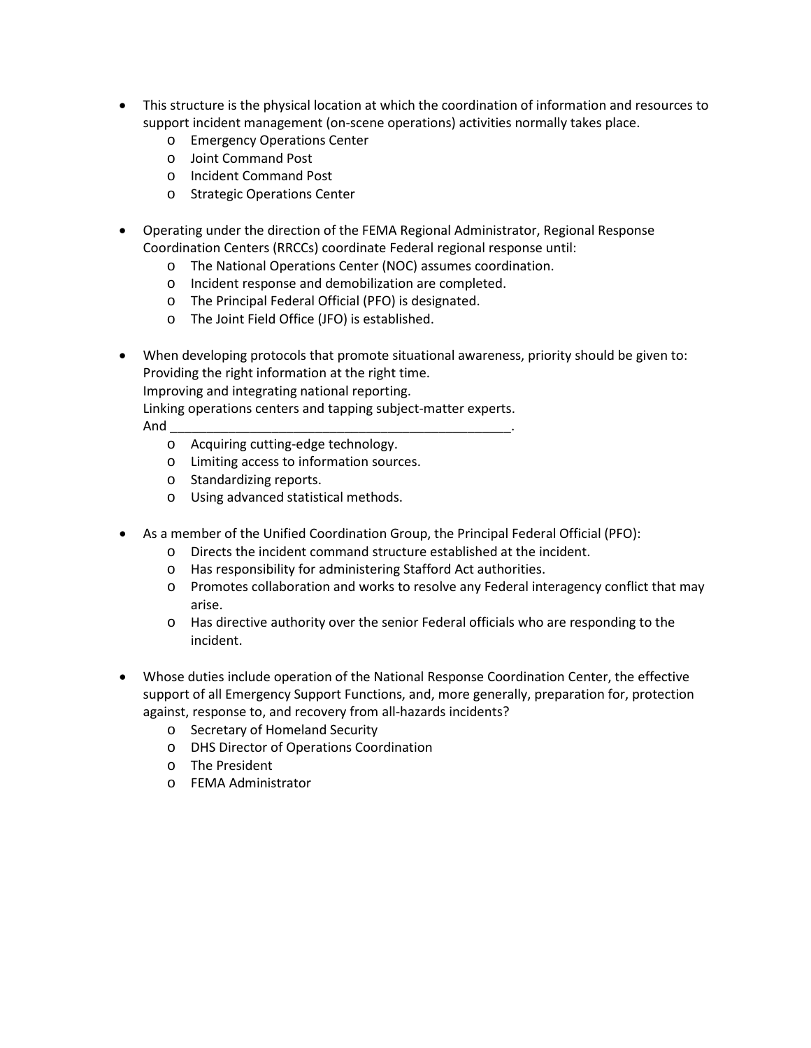- This structure is the physical location at which the coordination of information and resources to support incident management (on-scene operations) activities normally takes place.
    - Emergency Operations Center
    - Joint Command Post
    - Incident Command Post
    - Strategic Operations Center

- Operating under the direction of the FEMA Regional Administrator, Regional Response Coordination Centers (RRCCs) coordinate Federal regional response until:
    - The National Operations Center (NOC) assumes coordination.
    - Incident response and demobilization are completed.
    - The Principal Federal Official (PFO) is designated.
    - The Joint Field Office (JFO) is established.

- When developing protocols that promote situational awareness, priority should be given to:
  Providing the right information at the right time.
  Improving and integrating national reporting.
  Linking operations centers and tapping subject-matter experts.
  And ________________________________________________.
    - Acquiring cutting-edge technology.
    - Limiting access to information sources.
    - Standardizing reports.
    - Using advanced statistical methods.

- As a member of the Unified Coordination Group, the Principal Federal Official (PFO):
    - Directs the incident command structure established at the incident.
    - Has responsibility for administering Stafford Act authorities.
    - Promotes collaboration and works to resolve any Federal interagency conflict that may arise.
    - Has directive authority over the senior Federal officials who are responding to the incident.

- Whose duties include operation of the National Response Coordination Center, the effective support of all Emergency Support Functions, and, more generally, preparation for, protection against, response to, and recovery from all-hazards incidents?
    - Secretary of Homeland Security
    - DHS Director of Operations Coordination
    - The President
    - FEMA Administrator